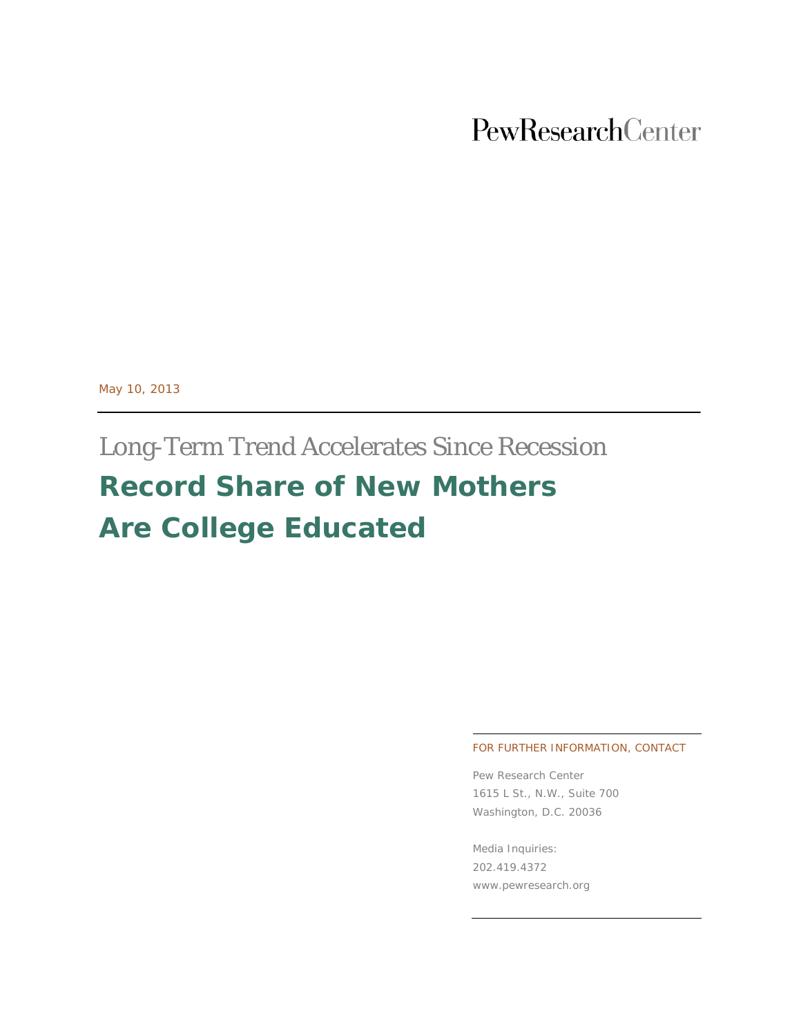PewResearchCenter

May 10, 2013

Long-Term Trend Accelerates Since Recession

# Record Share of New Mothers Are College Educated

FOR FURTHER INFORMATION, CONTACT

Pew Research Center
1615 L St., N.W., Suite 700
Washington, D.C. 20036

Media Inquiries:
202.419.4372
www.pewresearch.org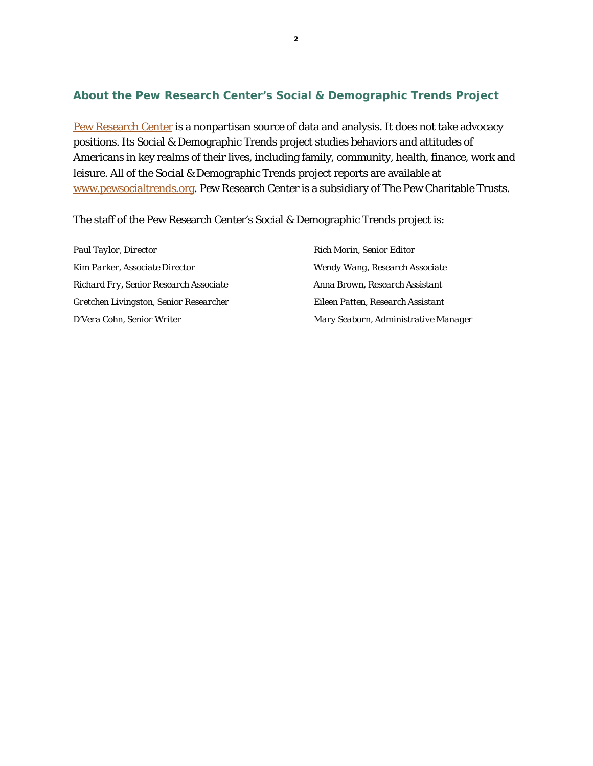## About the Pew Research Center's Social & Demographic Trends Project

Pew Research Center is a nonpartisan source of data and analysis. It does not take advocacy positions. Its Social & Demographic Trends project studies behaviors and attitudes of Americans in key realms of their lives, including family, community, health, finance, work and leisure. All of the Social & Demographic Trends project reports are available at www.pewsocialtrends.org. Pew Research Center is a subsidiary of The Pew Charitable Trusts.

The staff of the Pew Research Center's Social & Demographic Trends project is:

*Paul Taylor, Director*

*Kim Parker, Associate Director*

*Richard Fry, Senior Research Associate*

*Gretchen Livingston, Senior Researcher*

*D'Vera Cohn, Senior Writer*

*Rich Morin, Senior Editor*

*Wendy Wang, Research Associate*

*Anna Brown, Research Assistant*

*Eileen Patten, Research Assistant*

*Mary Seaborn, Administrative Manager*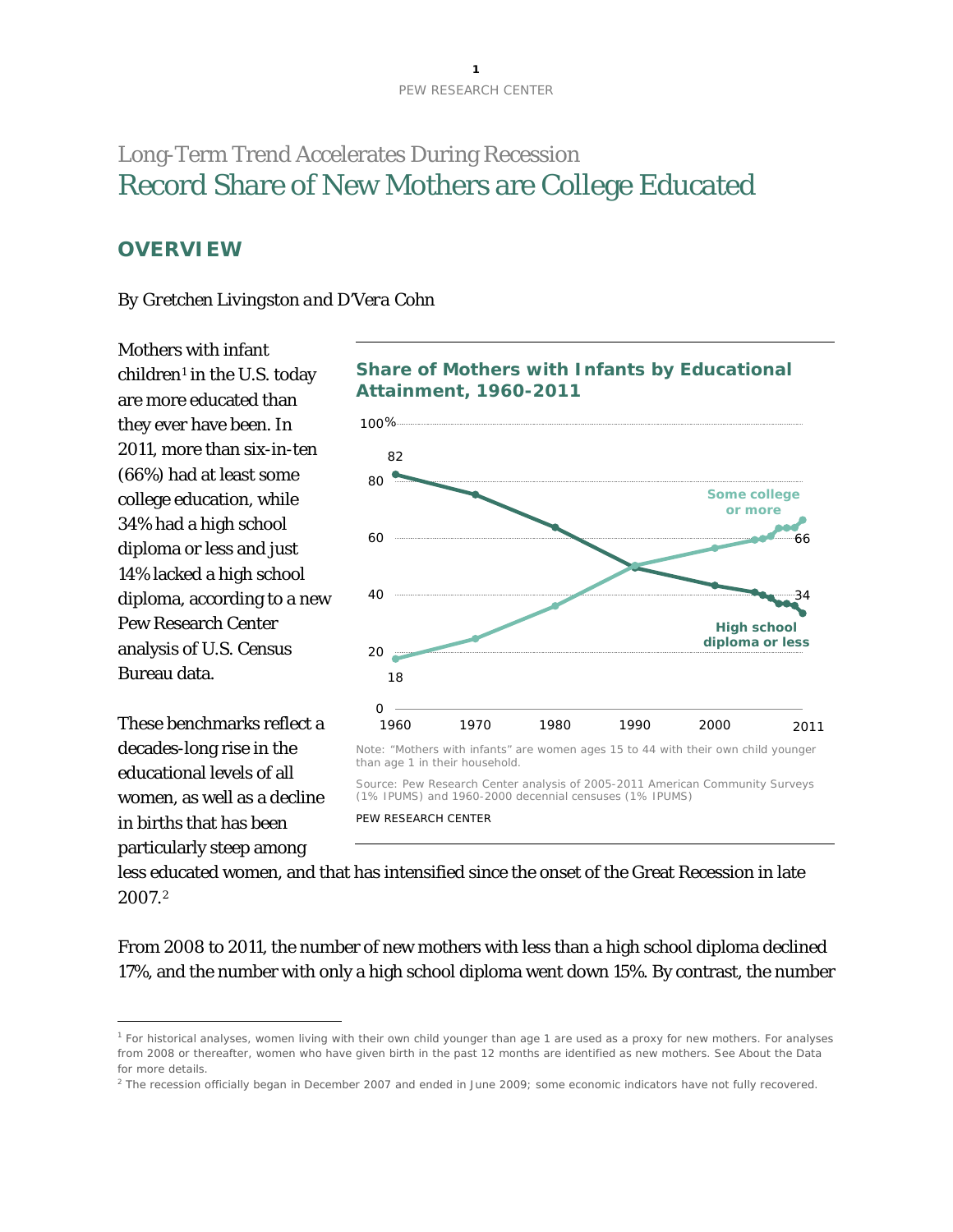## Long-Term Trend Accelerates During Recession

# Record Share of New Mothers are College Educated

## OVERVIEW

*By Gretchen Livingston and D'Vera Cohn*

Mothers with infant children[1] in the U.S. today are more educated than they ever have been. In 2011, more than six-in-ten (66%) had at least some college education, while 34% had a high school diploma or less and just 14% lacked a high school diploma, according to a new Pew Research Center analysis of U.S. Census Bureau data.

**Share of Mothers with Infants by Educational Attainment, 1960-2011**

Note: "Mothers with infants" are women ages 15 to 44 with their own child younger than age 1 in their household.

Source: Pew Research Center analysis of 2005-2011 American Community Surveys (1% IPUMS) and 1960-2000 decennial censuses (1% IPUMS)

PEW RESEARCH CENTER

These benchmarks reflect a decades-long rise in the educational levels of all women, as well as a decline in births that has been particularly steep among less educated women, and that has intensified since the onset of the Great Recession in late 2007.[2]

From 2008 to 2011, the number of new mothers with less than a high school diploma declined 17%, and the number with only a high school diploma went down 15%. By contrast, the number

---

[1] For historical analyses, women living with their own child younger than age 1 are used as a proxy for new mothers. For analyses from 2008 or thereafter, women who have given birth in the past 12 months are identified as new mothers. See About the Data for more details.

[2] The recession officially began in December 2007 and ended in June 2009; some economic indicators have not fully recovered.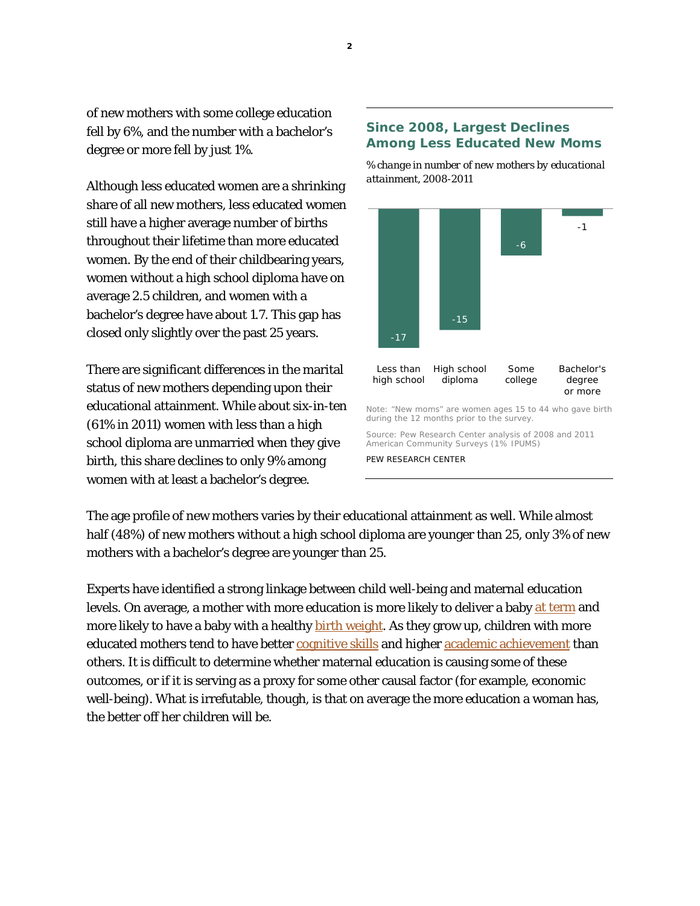of new mothers with some college education fell by 6%, and the number with a bachelor's degree or more fell by just 1%.

Although less educated women are a shrinking share of all new mothers, less educated women still have a higher average number of births throughout their lifetime than more educated women. By the end of their childbearing years, women without a high school diploma have on average 2.5 children, and women with a bachelor's degree have about 1.7. This gap has closed only slightly over the past 25 years.

There are significant differences in the marital status of new mothers depending upon their educational attainment. While about six-in-ten (61% in 2011) women with less than a high school diploma are unmarried when they give birth, this share declines to only 9% among women with at least a bachelor's degree.

**Since 2008, Largest Declines Among Less Educated New Moms**

*% change in number of new mothers by educational attainment, 2008-2011*

| Less than high school | High school diploma | Some college | Bachelor's degree or more |
|---|---|---|---|
| -17 | -15 | -6 | -1 |

Note: "New moms" are women ages 15 to 44 who gave birth during the 12 months prior to the survey.

Source: Pew Research Center analysis of 2008 and 2011 American Community Surveys (1% IPUMS)

PEW RESEARCH CENTER

The age profile of new mothers varies by their educational attainment as well. While almost half (48%) of new mothers without a high school diploma are younger than 25, only 3% of new mothers with a bachelor's degree are younger than 25.

Experts have identified a strong linkage between child well-being and maternal education levels. On average, a mother with more education is more likely to deliver a baby at term and more likely to have a baby with a healthy birth weight. As they grow up, children with more educated mothers tend to have better cognitive skills and higher academic achievement than others. It is difficult to determine whether maternal education is causing some of these outcomes, or if it is serving as a proxy for some other causal factor (for example, economic well-being). What is irrefutable, though, is that on average the more education a woman has, the better off her children will be.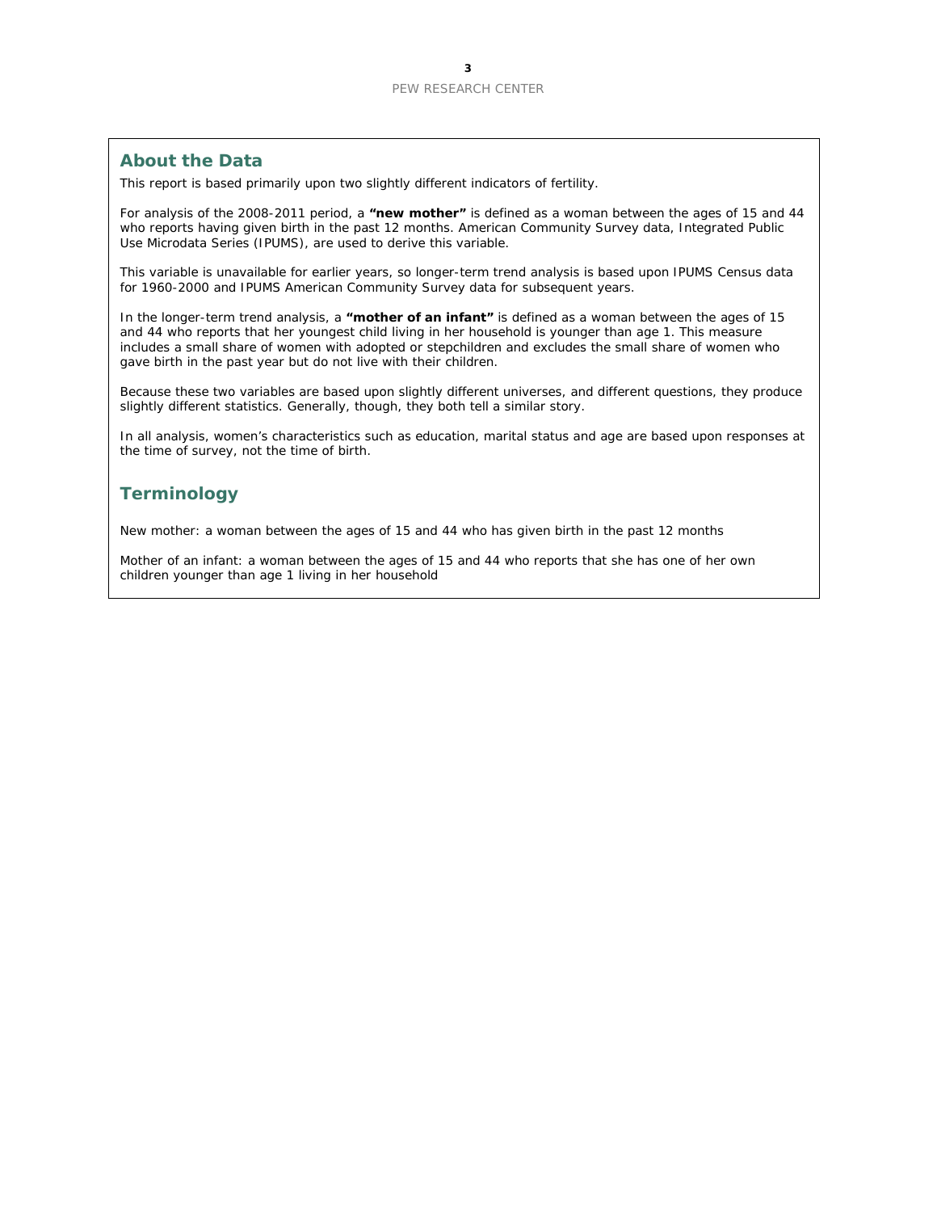## About the Data

This report is based primarily upon two slightly different indicators of fertility.

For analysis of the 2008-2011 period, a **"new mother"** is defined as a woman between the ages of 15 and 44 who reports having given birth in the past 12 months. American Community Survey data, Integrated Public Use Microdata Series (IPUMS), are used to derive this variable.

This variable is unavailable for earlier years, so longer-term trend analysis is based upon IPUMS Census data for 1960-2000 and IPUMS American Community Survey data for subsequent years.

In the longer-term trend analysis, a **"mother of an infant"** is defined as a woman between the ages of 15 and 44 who reports that her youngest child living in her household is younger than age 1. This measure includes a small share of women with adopted or stepchildren and excludes the small share of women who gave birth in the past year but do not live with their children.

Because these two variables are based upon slightly different universes, and different questions, they produce slightly different statistics. Generally, though, they both tell a similar story.

In all analysis, women's characteristics such as education, marital status and age are based upon responses at the time of survey, not the time of birth.

## Terminology

New mother: a woman between the ages of 15 and 44 who has given birth in the past 12 months

Mother of an infant: a woman between the ages of 15 and 44 who reports that she has one of her own children younger than age 1 living in her household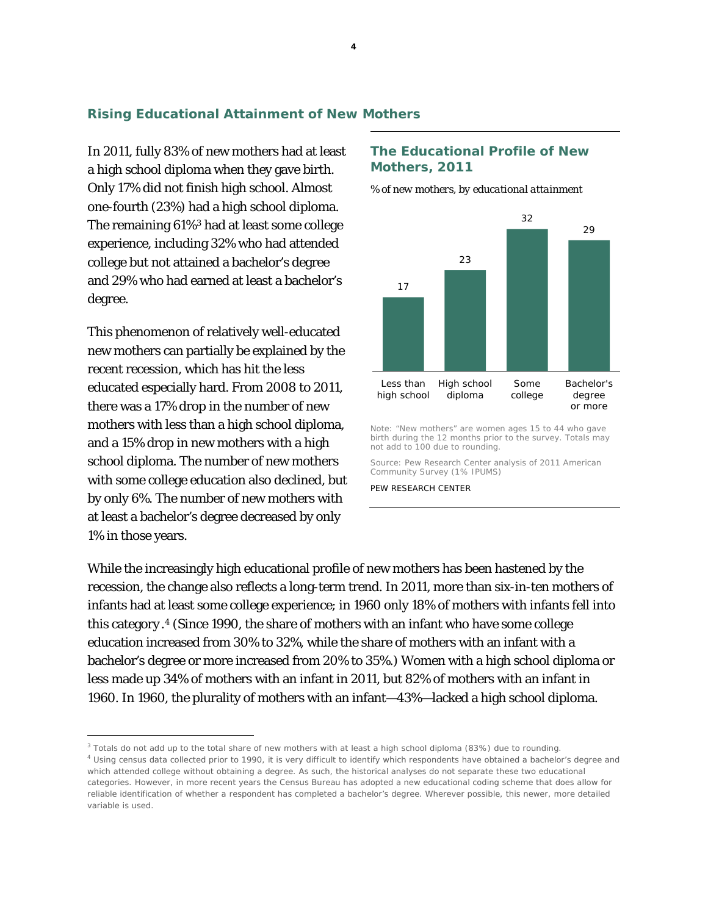## Rising Educational Attainment of New Mothers

In 2011, fully 83% of new mothers had at least a high school diploma when they gave birth. Only 17% did not finish high school. Almost one-fourth (23%) had a high school diploma. The remaining 61%[3] had at least some college experience, including 32% who had attended college but not attained a bachelor's degree and 29% who had earned at least a bachelor's degree.

This phenomenon of relatively well-educated new mothers can partially be explained by the recent recession, which has hit the less educated especially hard. From 2008 to 2011, there was a 17% drop in the number of new mothers with less than a high school diploma, and a 15% drop in new mothers with a high school diploma. The number of new mothers with some college education also declined, but by only 6%. The number of new mothers with at least a bachelor's degree decreased by only 1% in those years.

### The Educational Profile of New Mothers, 2011

*% of new mothers, by educational attainment*

| Less than high school | High school diploma | Some college | Bachelor's degree or more |
|---|---|---|---|
| 17 | 23 | 32 | 29 |

Note: "New mothers" are women ages 15 to 44 who gave birth during the 12 months prior to the survey. Totals may not add to 100 due to rounding.

Source: Pew Research Center analysis of 2011 American Community Survey (1% IPUMS)

PEW RESEARCH CENTER

While the increasingly high educational profile of new mothers has been hastened by the recession, the change also reflects a long-term trend. In 2011, more than six-in-ten mothers of infants had at least some college experience; in 1960 only 18% of mothers with infants fell into this category.[4] (Since 1990, the share of mothers with an infant who have some college education increased from 30% to 32%, while the share of mothers with an infant with a bachelor's degree or more increased from 20% to 35%.) Women with a high school diploma or less made up 34% of mothers with an infant in 2011, but 82% of mothers with an infant in 1960. In 1960, the plurality of mothers with an infant—43%—lacked a high school diploma.

[3] Totals do not add up to the total share of new mothers with at least a high school diploma (83%) due to rounding.

[4] Using census data collected prior to 1990, it is very difficult to identify which respondents have obtained a bachelor's degree and which attended college without obtaining a degree. As such, the historical analyses do not separate these two educational categories. However, in more recent years the Census Bureau has adopted a new educational coding scheme that does allow for reliable identification of whether a respondent has completed a bachelor's degree. Wherever possible, this newer, more detailed variable is used.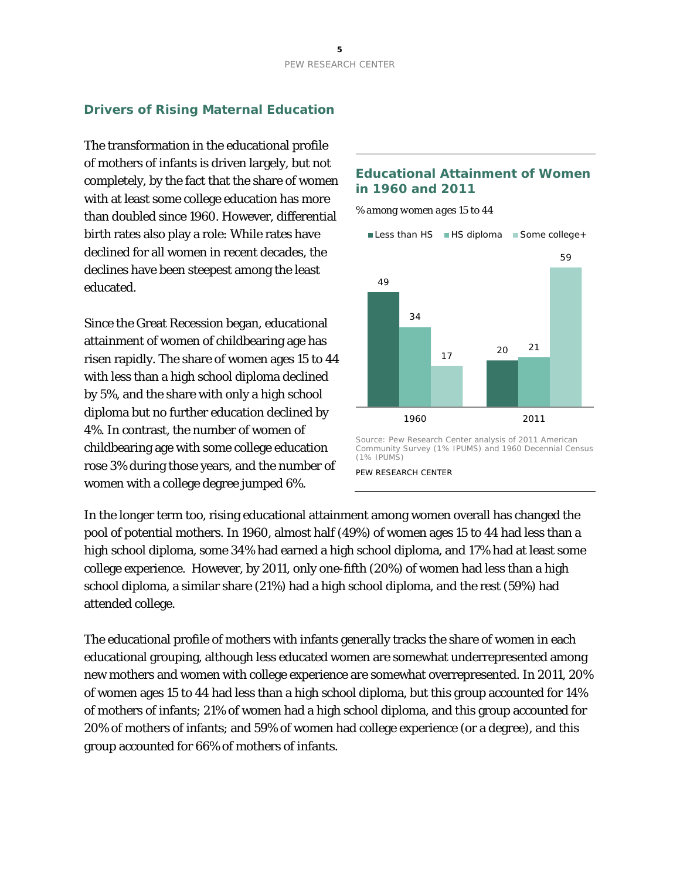## Drivers of Rising Maternal Education

The transformation in the educational profile of mothers of infants is driven largely, but not completely, by the fact that the share of women with at least some college education has more than doubled since 1960. However, differential birth rates also play a role: While rates have declined for all women in recent decades, the declines have been steepest among the least educated.

Since the Great Recession began, educational attainment of women of childbearing age has risen rapidly. The share of women ages 15 to 44 with less than a high school diploma declined by 5%, and the share with only a high school diploma but no further education declined by 4%. In contrast, the number of women of childbearing age with some college education rose 3% during those years, and the number of women with a college degree jumped 6%.

### Educational Attainment of Women in 1960 and 2011

*% among women ages 15 to 44*

| | Less than HS | HS diploma | Some college+ |
|---|---|---|---|
| 1960 | 49 | 34 | 17 |
| 2011 | 20 | 21 | 59 |

Source: Pew Research Center analysis of 2011 American Community Survey (1% IPUMS) and 1960 Decennial Census (1% IPUMS)

PEW RESEARCH CENTER

In the longer term too, rising educational attainment among women overall has changed the pool of potential mothers. In 1960, almost half (49%) of women ages 15 to 44 had less than a high school diploma, some 34% had earned a high school diploma, and 17% had at least some college experience. However, by 2011, only one-fifth (20%) of women had less than a high school diploma, a similar share (21%) had a high school diploma, and the rest (59%) had attended college.

The educational profile of mothers with infants generally tracks the share of women in each educational grouping, although less educated women are somewhat underrepresented among new mothers and women with college experience are somewhat overrepresented. In 2011, 20% of women ages 15 to 44 had less than a high school diploma, but this group accounted for 14% of mothers of infants; 21% of women had a high school diploma, and this group accounted for 20% of mothers of infants; and 59% of women had college experience (or a degree), and this group accounted for 66% of mothers of infants.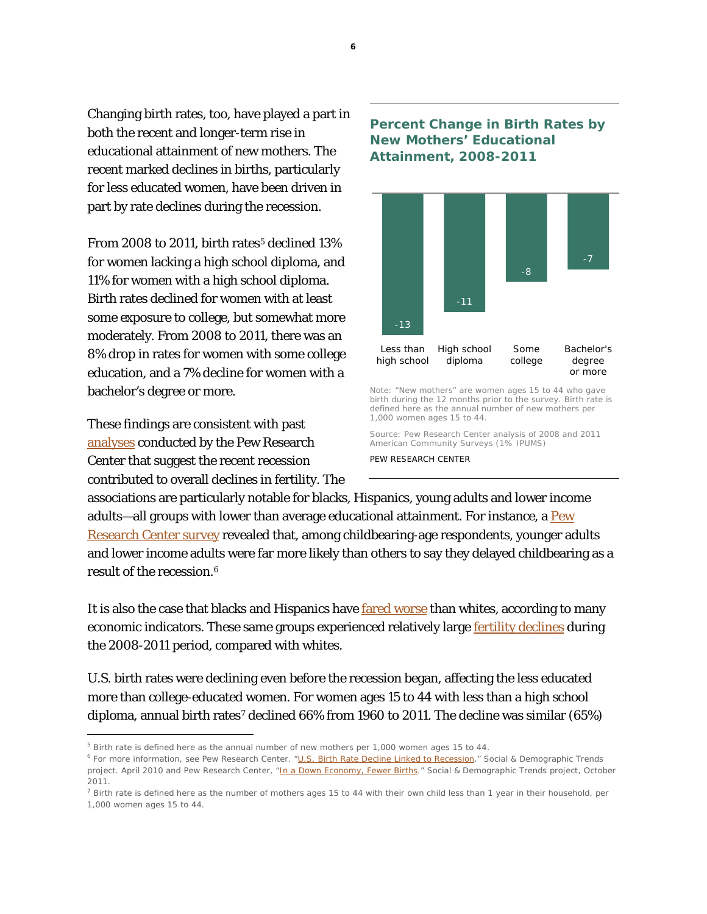Changing birth rates, too, have played a part in both the recent and longer-term rise in educational attainment of new mothers. The recent marked declines in births, particularly for less educated women, have been driven in part by rate declines during the recession.

From 2008 to 2011, birth rates[5] declined 13% for women lacking a high school diploma, and 11% for women with a high school diploma. Birth rates declined for women with at least some exposure to college, but somewhat more moderately. From 2008 to 2011, there was an 8% drop in rates for women with some college education, and a 7% decline for women with a bachelor's degree or more.

**Percent Change in Birth Rates by New Mothers' Educational Attainment, 2008-2011**

| Less than high school | High school diploma | Some college | Bachelor's degree or more |
|---|---|---|---|
| -13 | -11 | -8 | -7 |

Note: "New mothers" are women ages 15 to 44 who gave birth during the 12 months prior to the survey. Birth rate is defined here as the annual number of new mothers per 1,000 women ages 15 to 44.

Source: Pew Research Center analysis of 2008 and 2011 American Community Surveys (1% IPUMS)

PEW RESEARCH CENTER

These findings are consistent with past analyses conducted by the Pew Research Center that suggest the recent recession contributed to overall declines in fertility. The associations are particularly notable for blacks, Hispanics, young adults and lower income adults—all groups with lower than average educational attainment. For instance, a Pew Research Center survey revealed that, among childbearing-age respondents, younger adults and lower income adults were far more likely than others to say they delayed childbearing as a result of the recession.[6]

It is also the case that blacks and Hispanics have fared worse than whites, according to many economic indicators. These same groups experienced relatively large fertility declines during the 2008-2011 period, compared with whites.

U.S. birth rates were declining even before the recession began, affecting the less educated more than college-educated women. For women ages 15 to 44 with less than a high school diploma, annual birth rates[7] declined 66% from 1960 to 2011. The decline was similar (65%)

[5] Birth rate is defined here as the annual number of new mothers per 1,000 women ages 15 to 44.

[6] For more information, see Pew Research Center. "U.S. Birth Rate Decline Linked to Recession." Social & Demographic Trends project. April 2010 and Pew Research Center, "In a Down Economy, Fewer Births." Social & Demographic Trends project, October 2011.

[7] Birth rate is defined here as the number of mothers ages 15 to 44 with their own child less than 1 year in their household, per 1,000 women ages 15 to 44.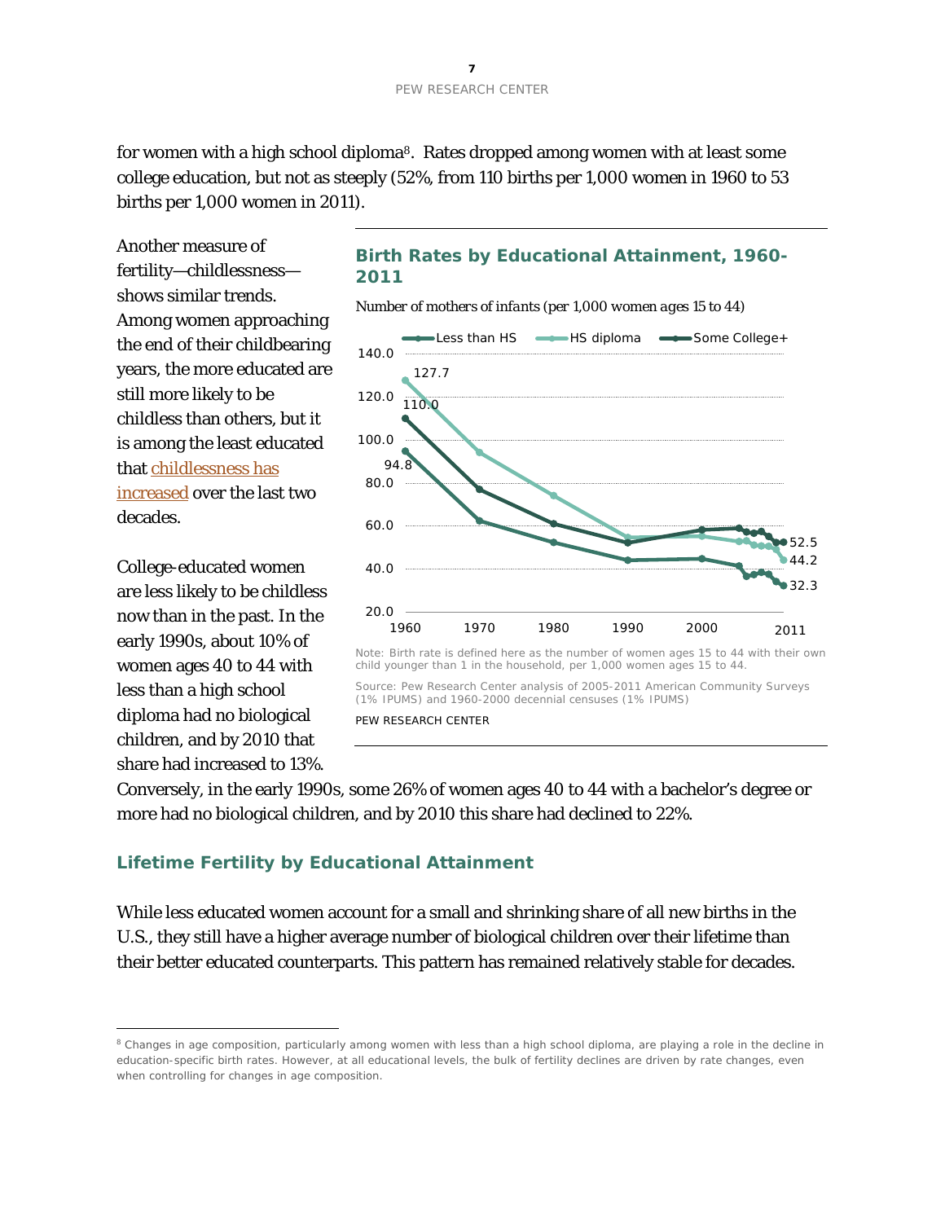for women with a high school diploma[8]. Rates dropped among women with at least some college education, but not as steeply (52%, from 110 births per 1,000 women in 1960 to 53 births per 1,000 women in 2011).

Another measure of fertility—childlessness—shows similar trends. Among women approaching the end of their childbearing years, the more educated are still more likely to be childless than others, but it is among the least educated that childlessness has increased over the last two decades.

College-educated women are less likely to be childless now than in the past. In the early 1990s, about 10% of women ages 40 to 44 with less than a high school diploma had no biological children, and by 2010 that share had increased to 13%. Conversely, in the early 1990s, some 26% of women ages 40 to 44 with a bachelor's degree or more had no biological children, and by 2010 this share had declined to 22%.

### Birth Rates by Educational Attainment, 1960-2011

*Number of mothers of infants (per 1,000 women ages 15 to 44)*

Note: Birth rate is defined here as the number of women ages 15 to 44 with their own child younger than 1 in the household, per 1,000 women ages 15 to 44.

Source: Pew Research Center analysis of 2005-2011 American Community Surveys (1% IPUMS) and 1960-2000 decennial censuses (1% IPUMS)

PEW RESEARCH CENTER

## Lifetime Fertility by Educational Attainment

While less educated women account for a small and shrinking share of all new births in the U.S., they still have a higher average number of biological children over their lifetime than their better educated counterparts. This pattern has remained relatively stable for decades.

---

[8] Changes in age composition, particularly among women with less than a high school diploma, are playing a role in the decline in education-specific birth rates. However, at all educational levels, the bulk of fertility declines are driven by rate changes, even when controlling for changes in age composition.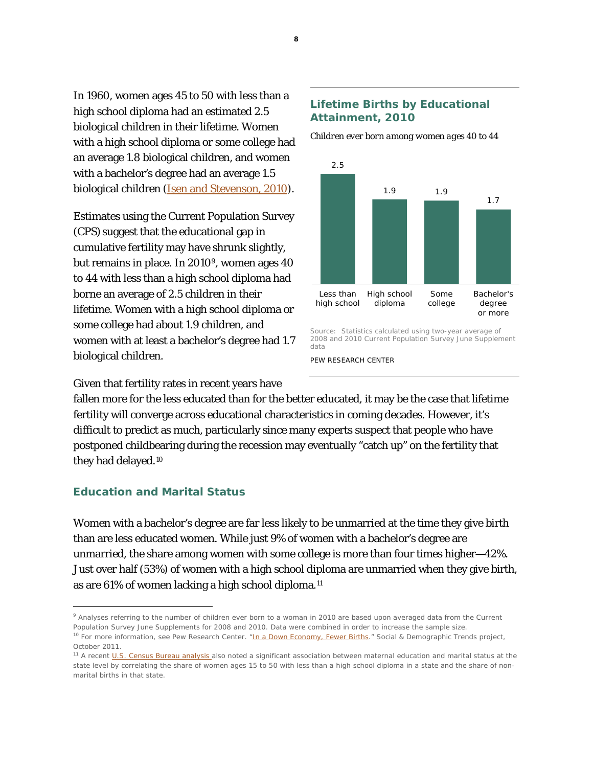In 1960, women ages 45 to 50 with less than a high school diploma had an estimated 2.5 biological children in their lifetime. Women with a high school diploma or some college had an average 1.8 biological children, and women with a bachelor's degree had an average 1.5 biological children (Isen and Stevenson, 2010).

Estimates using the Current Population Survey (CPS) suggest that the educational gap in cumulative fertility may have shrunk slightly, but remains in place. In 2010[9], women ages 40 to 44 with less than a high school diploma had borne an average of 2.5 children in their lifetime. Women with a high school diploma or some college had about 1.9 children, and women with at least a bachelor's degree had 1.7 biological children.

### Lifetime Births by Educational Attainment, 2010

*Children ever born among women ages 40 to 44*

| Less than high school | High school diploma | Some college | Bachelor's degree or more |
|---|---|---|---|
| 2.5 | 1.9 | 1.9 | 1.7 |

Source: Statistics calculated using two-year average of 2008 and 2010 Current Population Survey June Supplement data

PEW RESEARCH CENTER

Given that fertility rates in recent years have fallen more for the less educated than for the better educated, it may be the case that lifetime fertility will converge across educational characteristics in coming decades. However, it's difficult to predict as much, particularly since many experts suspect that people who have postponed childbearing during the recession may eventually "catch up" on the fertility that they had delayed.[10]

## Education and Marital Status

Women with a bachelor's degree are far less likely to be unmarried at the time they give birth than are less educated women. While just 9% of women with a bachelor's degree are unmarried, the share among women with some college is more than four times higher—42%. Just over half (53%) of women with a high school diploma are unmarried when they give birth, as are 61% of women lacking a high school diploma.[11]

---

[9] Analyses referring to the number of children ever born to a woman in 2010 are based upon averaged data from the Current Population Survey June Supplements for 2008 and 2010. Data were combined in order to increase the sample size.

[10] For more information, see Pew Research Center. "In a Down Economy, Fewer Births." Social & Demographic Trends project, October 2011.

[11] A recent U.S. Census Bureau analysis also noted a significant association between maternal education and marital status at the state level by correlating the share of women ages 15 to 50 with less than a high school diploma in a state and the share of non-marital births in that state.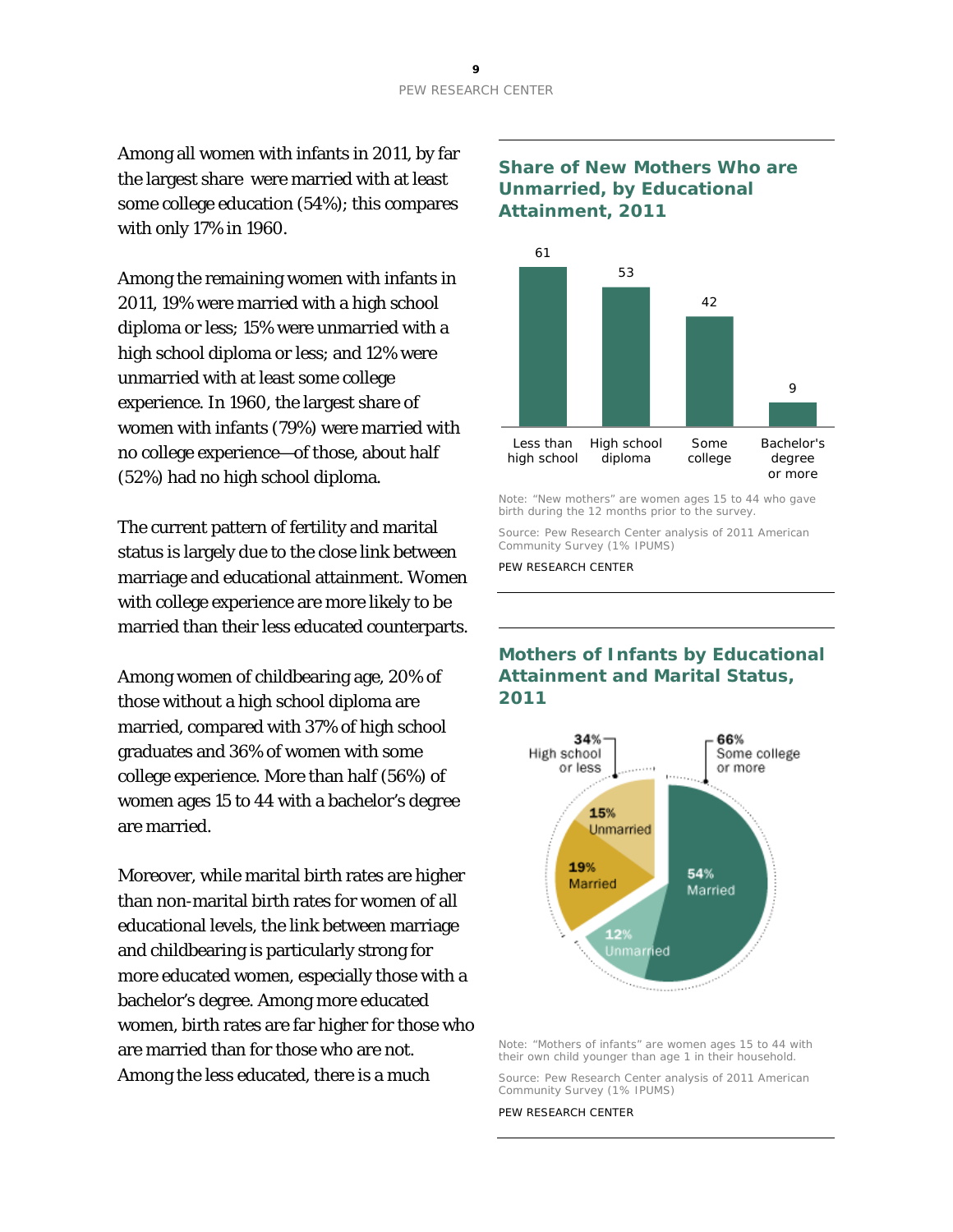Among all women with infants in 2011, by far the largest share were married with at least some college education (54%); this compares with only 17% in 1960.

Among the remaining women with infants in 2011, 19% were married with a high school diploma or less; 15% were unmarried with a high school diploma or less; and 12% were unmarried with at least some college experience. In 1960, the largest share of women with infants (79%) were married with no college experience—of those, about half (52%) had no high school diploma.

The current pattern of fertility and marital status is largely due to the close link between marriage and educational attainment. Women with college experience are more likely to be married than their less educated counterparts.

Among women of childbearing age, 20% of those without a high school diploma are married, compared with 37% of high school graduates and 36% of women with some college experience. More than half (56%) of women ages 15 to 44 with a bachelor's degree are married.

Moreover, while marital birth rates are higher than non-marital birth rates for women of all educational levels, the link between marriage and childbearing is particularly strong for more educated women, especially those with a bachelor's degree. Among more educated women, birth rates are far higher for those who are married than for those who are not. Among the less educated, there is a much

### Share of New Mothers Who are Unmarried, by Educational Attainment, 2011

| Less than high school | High school diploma | Some college | Bachelor's degree or more |
|---|---|---|---|
| 61 | 53 | 42 | 9 |

Note: "New mothers" are women ages 15 to 44 who gave birth during the 12 months prior to the survey.

Source: Pew Research Center analysis of 2011 American Community Survey (1% IPUMS)

PEW RESEARCH CENTER

### Mothers of Infants by Educational Attainment and Marital Status, 2011

| | Married | Unmarried | Total |
|---|---|---|---|
| High school or less | 19% | 15% | 34% |
| Some college or more | 54% | 12% | 66% |

Note: "Mothers of infants" are women ages 15 to 44 with their own child younger than age 1 in their household.

Source: Pew Research Center analysis of 2011 American Community Survey (1% IPUMS)

PEW RESEARCH CENTER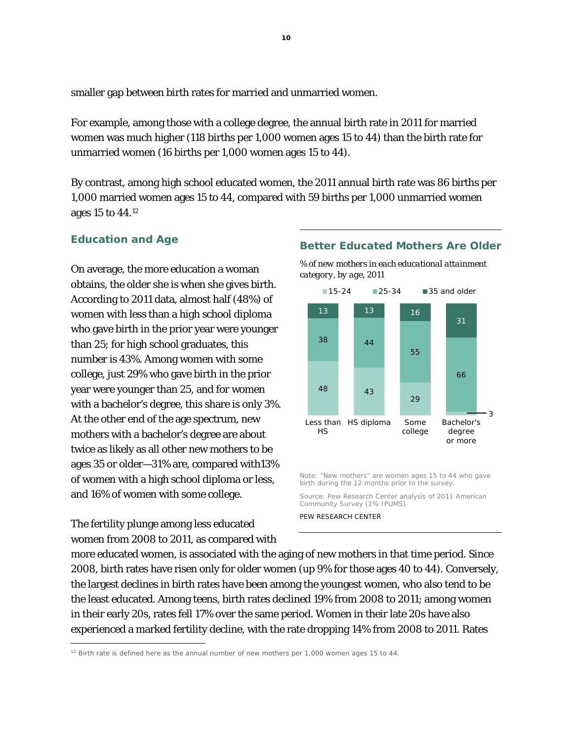smaller gap between birth rates for married and unmarried women.

For example, among those with a college degree, the annual birth rate in 2011 for married women was much higher (118 births per 1,000 women ages 15 to 44) than the birth rate for unmarried women (16 births per 1,000 women ages 15 to 44).

By contrast, among high school educated women, the 2011 annual birth rate was 86 births per 1,000 married women ages 15 to 44, compared with 59 births per 1,000 unmarried women ages 15 to 44.[12]

## Education and Age

On average, the more education a woman obtains, the older she is when she gives birth. According to 2011 data, almost half (48%) of women with less than a high school diploma who gave birth in the prior year were younger than 25; for high school graduates, this number is 43%. Among women with some college, just 29% who gave birth in the prior year were younger than 25, and for women with a bachelor's degree, this share is only 3%. At the other end of the age spectrum, new mothers with a bachelor's degree are about twice as likely as all other new mothers to be ages 35 or older—31% are, compared with13% of women with a high school diploma or less, and 16% of women with some college.

### Better Educated Mothers Are Older

*% of new mothers in each educational attainment category, by age, 2011*

| | 15-24 | 25-34 | 35 and older |
|---|---|---|---|
| Less than HS | 48 | 38 | 13 |
| HS diploma | 43 | 44 | 13 |
| Some college | 29 | 55 | 16 |
| Bachelor's degree or more | 3 | 66 | 31 |

Note: "New mothers" are women ages 15 to 44 who gave birth during the 12 months prior to the survey.

Source: Pew Research Center analysis of 2011 American Community Survey (1% IPUMS)

PEW RESEARCH CENTER

The fertility plunge among less educated women from 2008 to 2011, as compared with more educated women, is associated with the aging of new mothers in that time period. Since 2008, birth rates have risen only for older women (up 9% for those ages 40 to 44). Conversely, the largest declines in birth rates have been among the youngest women, who also tend to be the least educated. Among teens, birth rates declined 19% from 2008 to 2011; among women in their early 20s, rates fell 17% over the same period. Women in their late 20s have also experienced a marked fertility decline, with the rate dropping 14% from 2008 to 2011. Rates

[12] Birth rate is defined here as the annual number of new mothers per 1,000 women ages 15 to 44.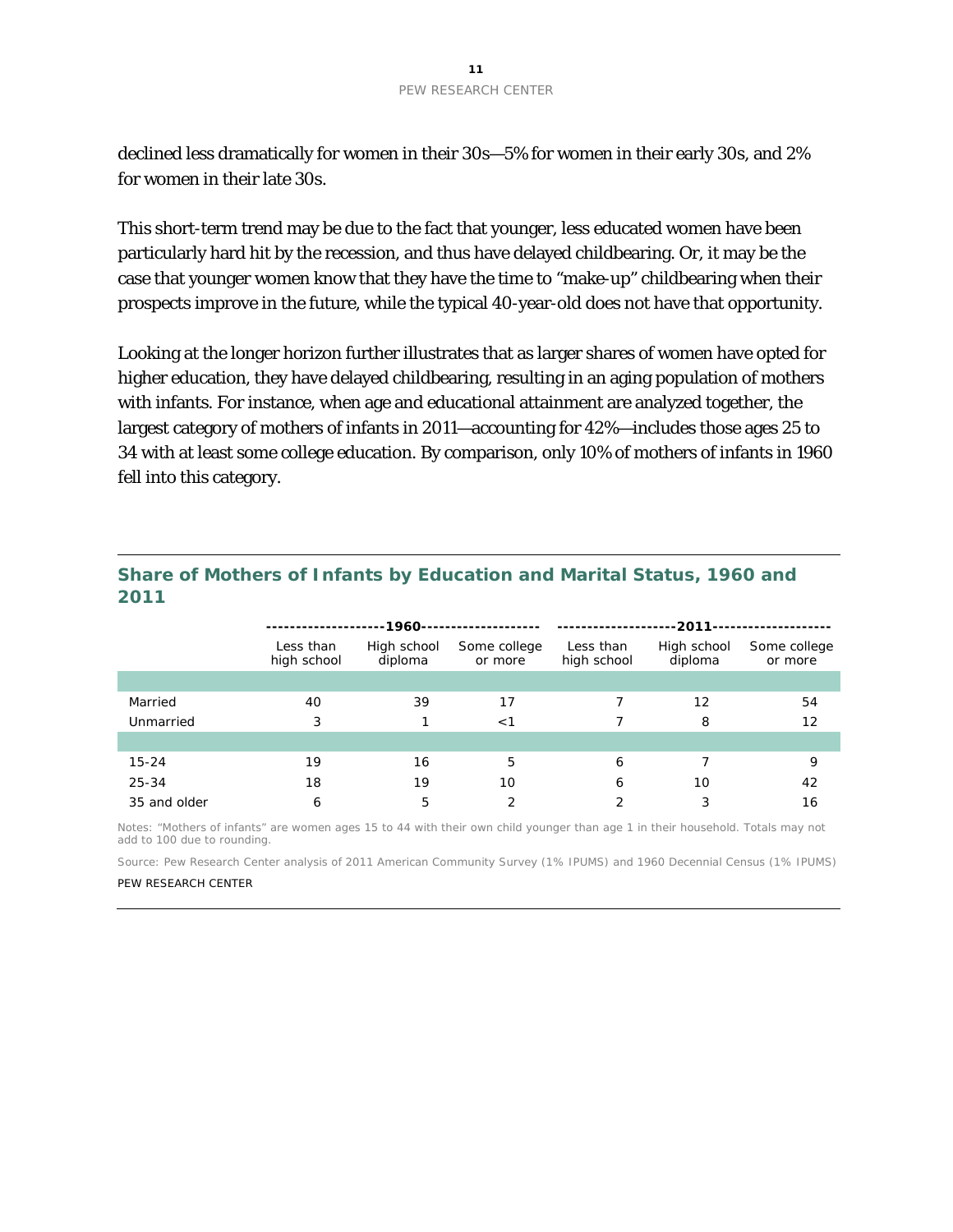declined less dramatically for women in their 30s—5% for women in their early 30s, and 2% for women in their late 30s.

This short-term trend may be due to the fact that younger, less educated women have been particularly hard hit by the recession, and thus have delayed childbearing. Or, it may be the case that younger women know that they have the time to "make-up" childbearing when their prospects improve in the future, while the typical 40-year-old does not have that opportunity.

Looking at the longer horizon further illustrates that as larger shares of women have opted for higher education, they have delayed childbearing, resulting in an aging population of mothers with infants. For instance, when age and educational attainment are analyzed together, the largest category of mothers of infants in 2011—accounting for 42%—includes those ages 25 to 34 with at least some college education. By comparison, only 10% of mothers of infants in 1960 fell into this category.

## Share of Mothers of Infants by Education and Marital Status, 1960 and 2011

| | 1960 | | | 2011 | | |
|---|---|---|---|---|---|---|
| | Less than high school | High school diploma | Some college or more | Less than high school | High school diploma | Some college or more |
| Married | 40 | 39 | 17 | 7 | 12 | 54 |
| Unmarried | 3 | 1 | <1 | 7 | 8 | 12 |
| 15-24 | 19 | 16 | 5 | 6 | 7 | 9 |
| 25-34 | 18 | 19 | 10 | 6 | 10 | 42 |
| 35 and older | 6 | 5 | 2 | 2 | 3 | 16 |

Notes: "Mothers of infants" are women ages 15 to 44 with their own child younger than age 1 in their household. Totals may not add to 100 due to rounding.

Source: Pew Research Center analysis of 2011 American Community Survey (1% IPUMS) and 1960 Decennial Census (1% IPUMS)

PEW RESEARCH CENTER